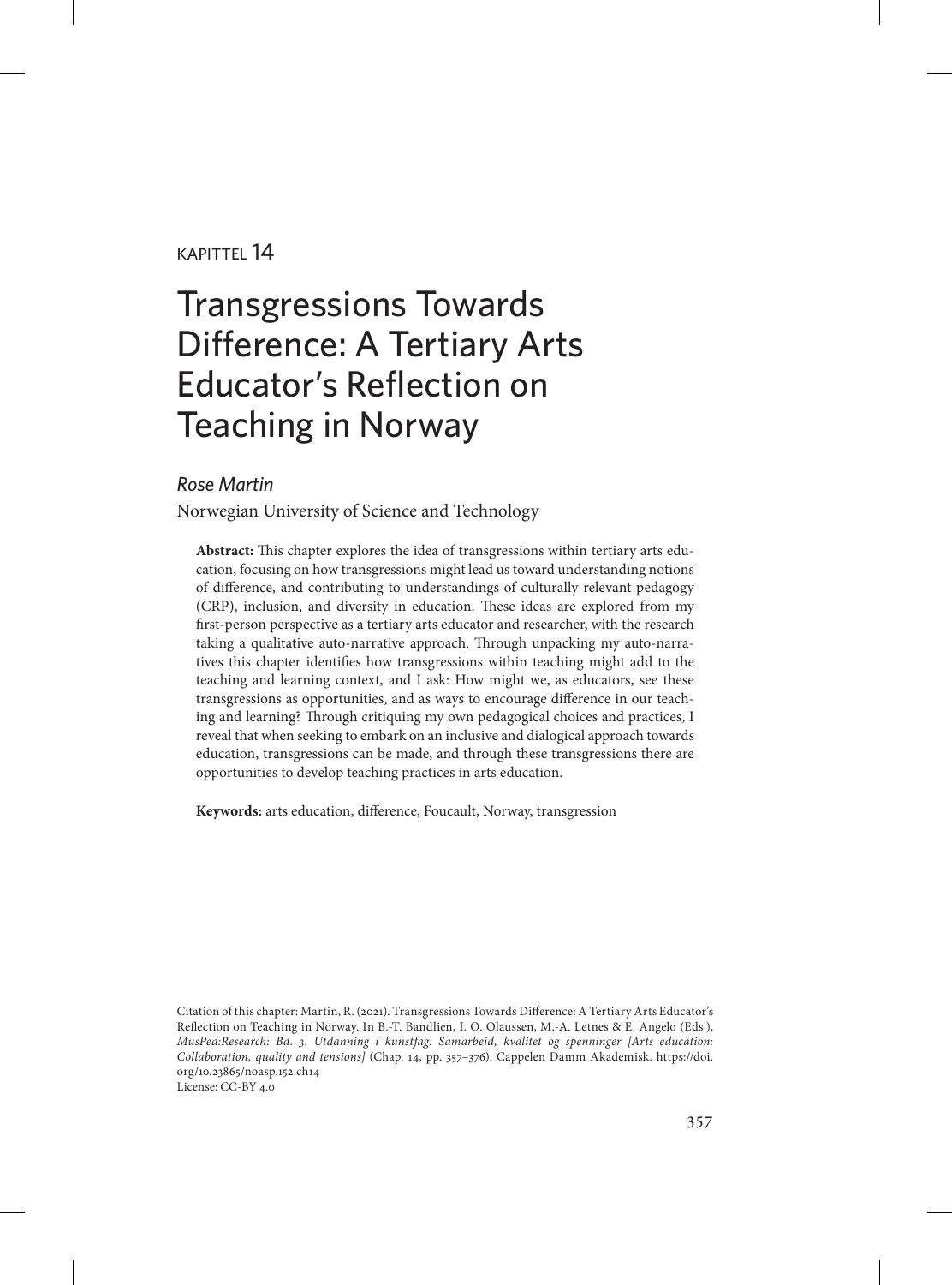KAPITTEL 14

# Transgressions Towards Difference: A Tertiary Arts Educator's Reflection on Teaching in Norway

*Rose Martin*

Norwegian University of Science and Technology

**Abstract:** This chapter explores the idea of transgressions within tertiary arts education, focusing on how transgressions might lead us toward understanding notions of difference, and contributing to understandings of culturally relevant pedagogy (CRP), inclusion, and diversity in education. These ideas are explored from my first-person perspective as a tertiary arts educator and researcher, with the research taking a qualitative auto-narrative approach. Through unpacking my auto-narratives this chapter identifies how transgressions within teaching might add to the teaching and learning context, and I ask: How might we, as educators, see these transgressions as opportunities, and as ways to encourage difference in our teaching and learning? Through critiquing my own pedagogical choices and practices, I reveal that when seeking to embark on an inclusive and dialogical approach towards education, transgressions can be made, and through these transgressions there are opportunities to develop teaching practices in arts education.

**Keywords:** arts education, difference, Foucault, Norway, transgression

Citation of this chapter: Martin, R. (2021). Transgressions Towards Difference: A Tertiary Arts Educator's Reflection on Teaching in Norway. In B.-T. Bandlien, I. O. Olaussen, M.-A. Letnes & E. Angelo (Eds.), *MusPed:Research: Bd. 3. Utdanning i kunstfag: Samarbeid, kvalitet og spenninger [Arts education: Collaboration, quality and tensions]* (Chap. 14, pp. 357–376). Cappelen Damm Akademisk. https://doi.org/10.23865/noasp.152.ch14
License: CC-BY 4.0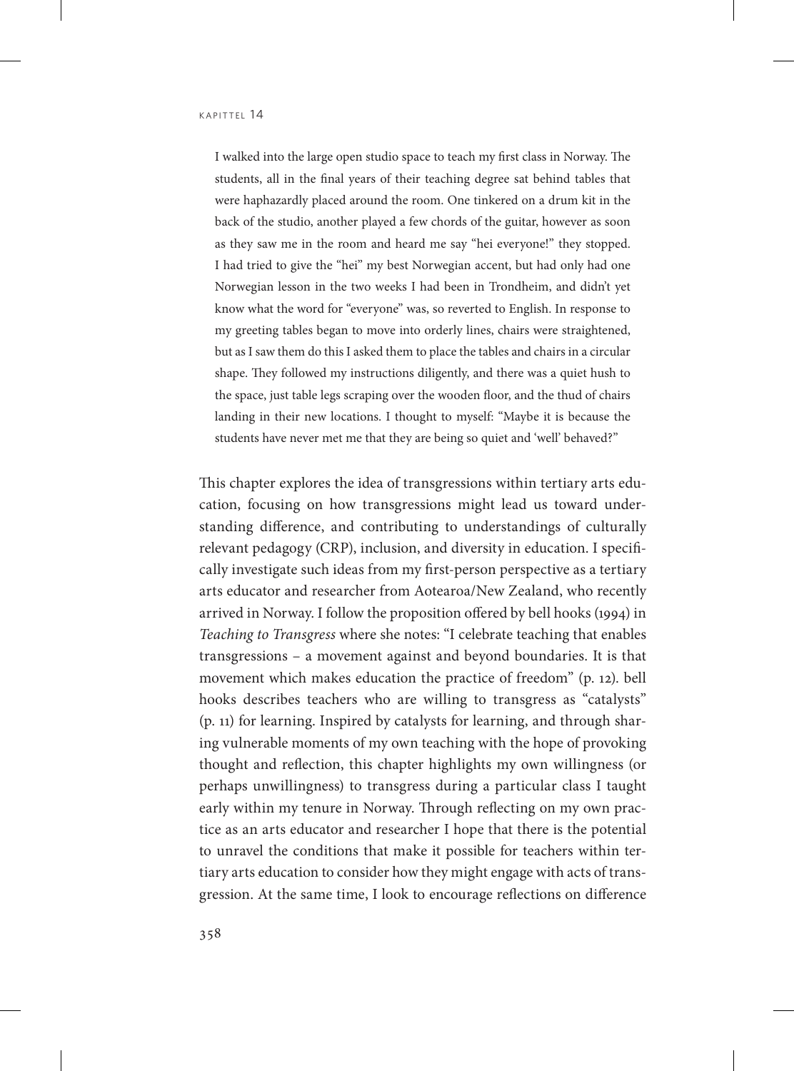> I walked into the large open studio space to teach my first class in Norway. The students, all in the final years of their teaching degree sat behind tables that were haphazardly placed around the room. One tinkered on a drum kit in the back of the studio, another played a few chords of the guitar, however as soon as they saw me in the room and heard me say "hei everyone!" they stopped. I had tried to give the "hei" my best Norwegian accent, but had only had one Norwegian lesson in the two weeks I had been in Trondheim, and didn't yet know what the word for "everyone" was, so reverted to English. In response to my greeting tables began to move into orderly lines, chairs were straightened, but as I saw them do this I asked them to place the tables and chairs in a circular shape. They followed my instructions diligently, and there was a quiet hush to the space, just table legs scraping over the wooden floor, and the thud of chairs landing in their new locations. I thought to myself: "Maybe it is because the students have never met me that they are being so quiet and 'well' behaved?"

This chapter explores the idea of transgressions within tertiary arts education, focusing on how transgressions might lead us toward understanding difference, and contributing to understandings of culturally relevant pedagogy (CRP), inclusion, and diversity in education. I specifically investigate such ideas from my first-person perspective as a tertiary arts educator and researcher from Aotearoa/New Zealand, who recently arrived in Norway. I follow the proposition offered by bell hooks (1994) in *Teaching to Transgress* where she notes: "I celebrate teaching that enables transgressions – a movement against and beyond boundaries. It is that movement which makes education the practice of freedom" (p. 12). bell hooks describes teachers who are willing to transgress as "catalysts" (p. 11) for learning. Inspired by catalysts for learning, and through sharing vulnerable moments of my own teaching with the hope of provoking thought and reflection, this chapter highlights my own willingness (or perhaps unwillingness) to transgress during a particular class I taught early within my tenure in Norway. Through reflecting on my own practice as an arts educator and researcher I hope that there is the potential to unravel the conditions that make it possible for teachers within tertiary arts education to consider how they might engage with acts of transgression. At the same time, I look to encourage reflections on difference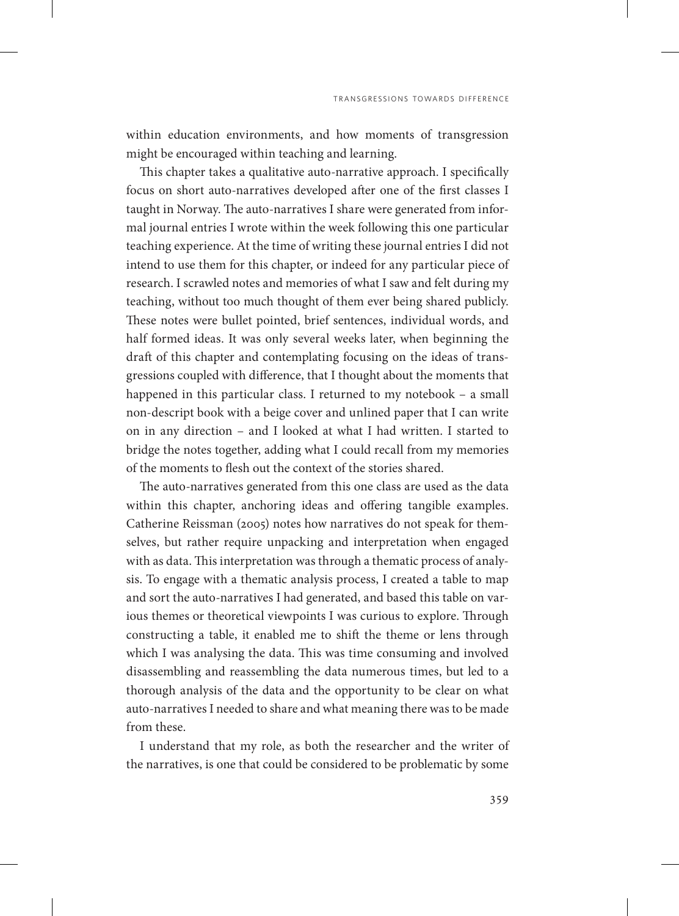within education environments, and how moments of transgression might be encouraged within teaching and learning.

This chapter takes a qualitative auto-narrative approach. I specifically focus on short auto-narratives developed after one of the first classes I taught in Norway. The auto-narratives I share were generated from informal journal entries I wrote within the week following this one particular teaching experience. At the time of writing these journal entries I did not intend to use them for this chapter, or indeed for any particular piece of research. I scrawled notes and memories of what I saw and felt during my teaching, without too much thought of them ever being shared publicly. These notes were bullet pointed, brief sentences, individual words, and half formed ideas. It was only several weeks later, when beginning the draft of this chapter and contemplating focusing on the ideas of transgressions coupled with difference, that I thought about the moments that happened in this particular class. I returned to my notebook – a small non-descript book with a beige cover and unlined paper that I can write on in any direction – and I looked at what I had written. I started to bridge the notes together, adding what I could recall from my memories of the moments to flesh out the context of the stories shared.

The auto-narratives generated from this one class are used as the data within this chapter, anchoring ideas and offering tangible examples. Catherine Reissman (2005) notes how narratives do not speak for themselves, but rather require unpacking and interpretation when engaged with as data. This interpretation was through a thematic process of analysis. To engage with a thematic analysis process, I created a table to map and sort the auto-narratives I had generated, and based this table on various themes or theoretical viewpoints I was curious to explore. Through constructing a table, it enabled me to shift the theme or lens through which I was analysing the data. This was time consuming and involved disassembling and reassembling the data numerous times, but led to a thorough analysis of the data and the opportunity to be clear on what auto-narratives I needed to share and what meaning there was to be made from these.

I understand that my role, as both the researcher and the writer of the narratives, is one that could be considered to be problematic by some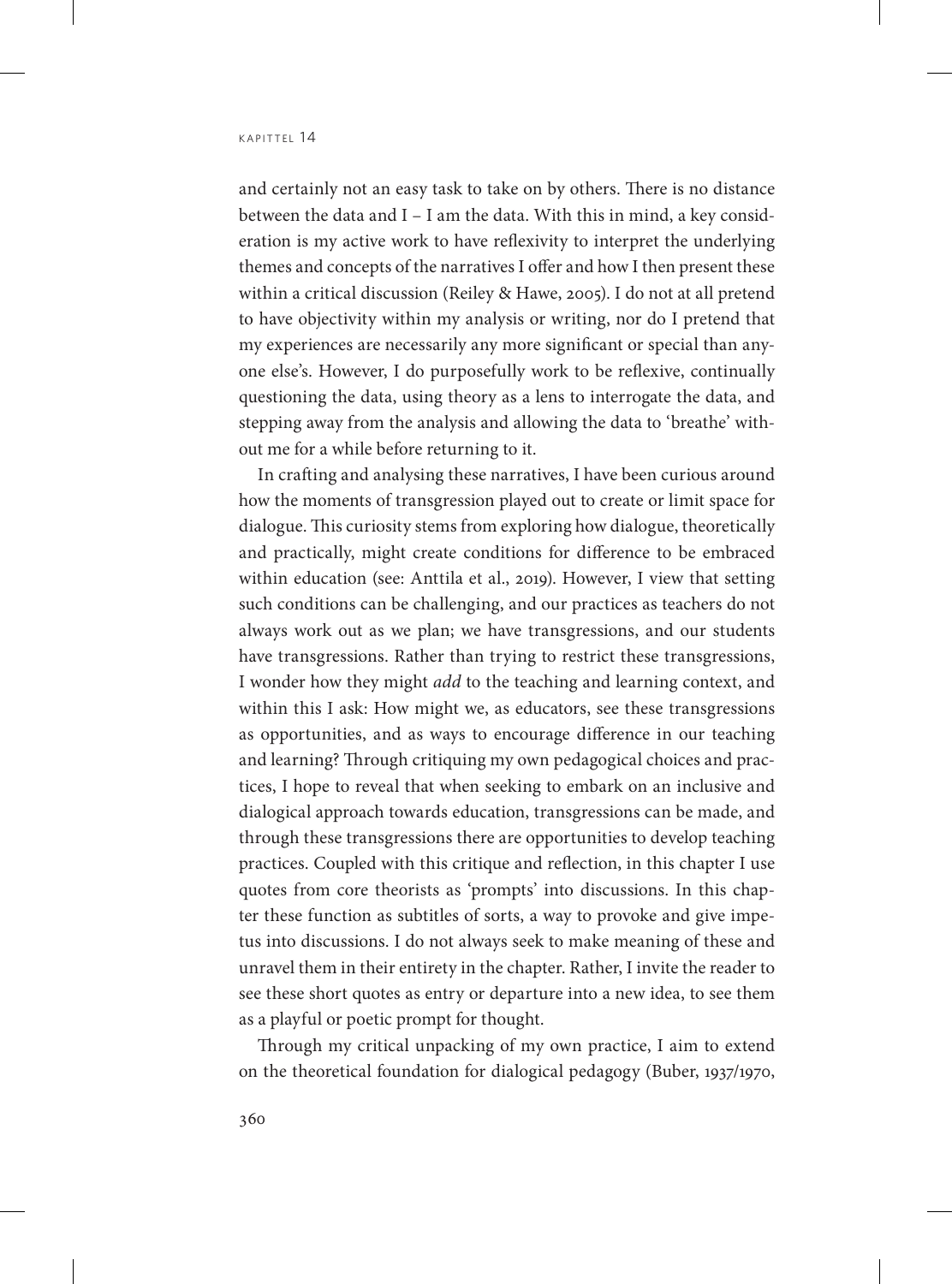and certainly not an easy task to take on by others. There is no distance between the data and I – I am the data. With this in mind, a key consideration is my active work to have reflexivity to interpret the underlying themes and concepts of the narratives I offer and how I then present these within a critical discussion (Reiley & Hawe, 2005). I do not at all pretend to have objectivity within my analysis or writing, nor do I pretend that my experiences are necessarily any more significant or special than anyone else's. However, I do purposefully work to be reflexive, continually questioning the data, using theory as a lens to interrogate the data, and stepping away from the analysis and allowing the data to 'breathe' without me for a while before returning to it.

In crafting and analysing these narratives, I have been curious around how the moments of transgression played out to create or limit space for dialogue. This curiosity stems from exploring how dialogue, theoretically and practically, might create conditions for difference to be embraced within education (see: Anttila et al., 2019). However, I view that setting such conditions can be challenging, and our practices as teachers do not always work out as we plan; we have transgressions, and our students have transgressions. Rather than trying to restrict these transgressions, I wonder how they might *add* to the teaching and learning context, and within this I ask: How might we, as educators, see these transgressions as opportunities, and as ways to encourage difference in our teaching and learning? Through critiquing my own pedagogical choices and practices, I hope to reveal that when seeking to embark on an inclusive and dialogical approach towards education, transgressions can be made, and through these transgressions there are opportunities to develop teaching practices. Coupled with this critique and reflection, in this chapter I use quotes from core theorists as 'prompts' into discussions. In this chapter these function as subtitles of sorts, a way to provoke and give impetus into discussions. I do not always seek to make meaning of these and unravel them in their entirety in the chapter. Rather, I invite the reader to see these short quotes as entry or departure into a new idea, to see them as a playful or poetic prompt for thought.

Through my critical unpacking of my own practice, I aim to extend on the theoretical foundation for dialogical pedagogy (Buber, 1937/1970,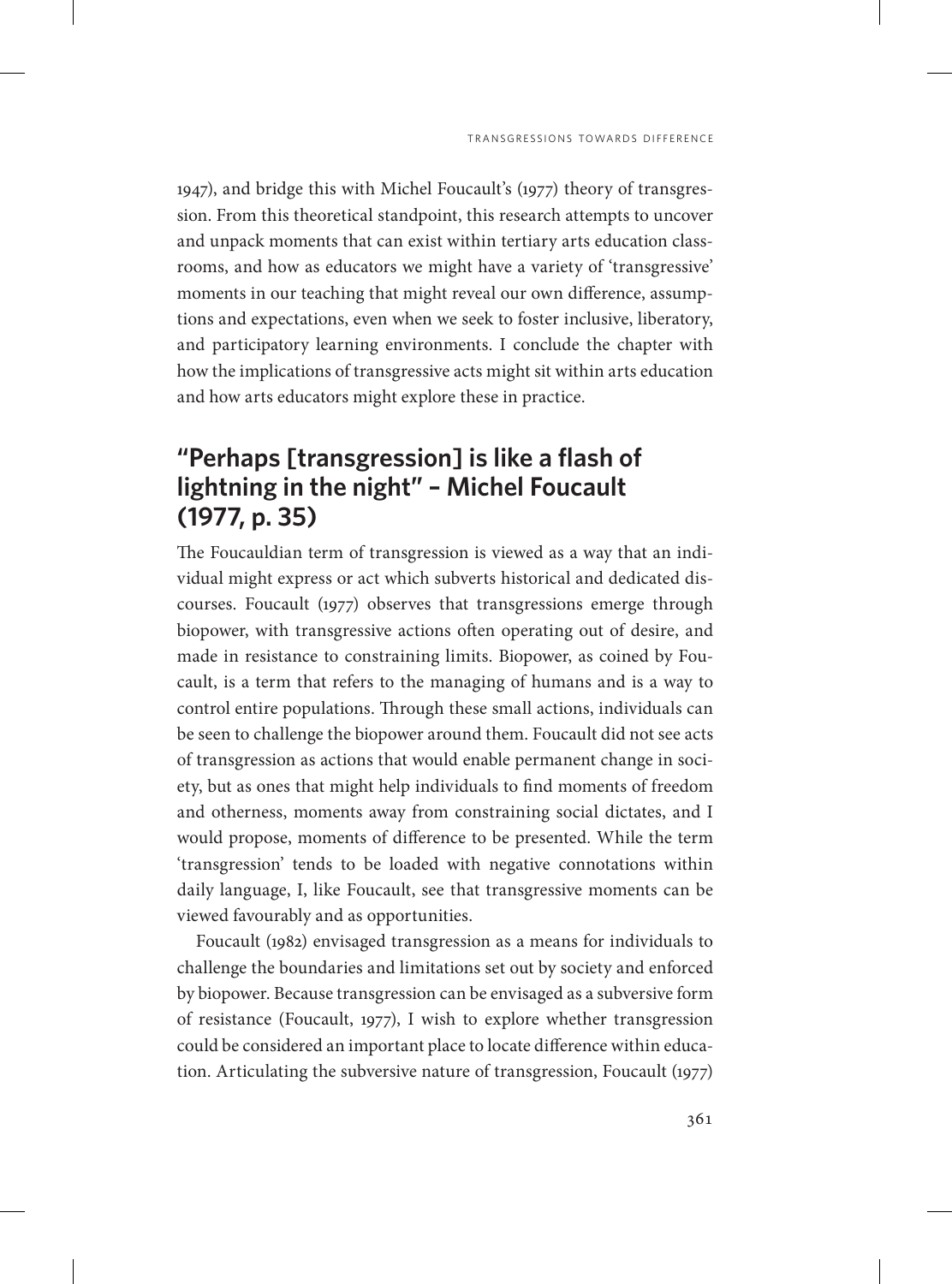1947), and bridge this with Michel Foucault's (1977) theory of transgression. From this theoretical standpoint, this research attempts to uncover and unpack moments that can exist within tertiary arts education classrooms, and how as educators we might have a variety of 'transgressive' moments in our teaching that might reveal our own difference, assumptions and expectations, even when we seek to foster inclusive, liberatory, and participatory learning environments. I conclude the chapter with how the implications of transgressive acts might sit within arts education and how arts educators might explore these in practice.

## "Perhaps [transgression] is like a flash of lightning in the night" – Michel Foucault (1977, p. 35)

The Foucauldian term of transgression is viewed as a way that an individual might express or act which subverts historical and dedicated discourses. Foucault (1977) observes that transgressions emerge through biopower, with transgressive actions often operating out of desire, and made in resistance to constraining limits. Biopower, as coined by Foucault, is a term that refers to the managing of humans and is a way to control entire populations. Through these small actions, individuals can be seen to challenge the biopower around them. Foucault did not see acts of transgression as actions that would enable permanent change in society, but as ones that might help individuals to find moments of freedom and otherness, moments away from constraining social dictates, and I would propose, moments of difference to be presented. While the term 'transgression' tends to be loaded with negative connotations within daily language, I, like Foucault, see that transgressive moments can be viewed favourably and as opportunities.

Foucault (1982) envisaged transgression as a means for individuals to challenge the boundaries and limitations set out by society and enforced by biopower. Because transgression can be envisaged as a subversive form of resistance (Foucault, 1977), I wish to explore whether transgression could be considered an important place to locate difference within education. Articulating the subversive nature of transgression, Foucault (1977)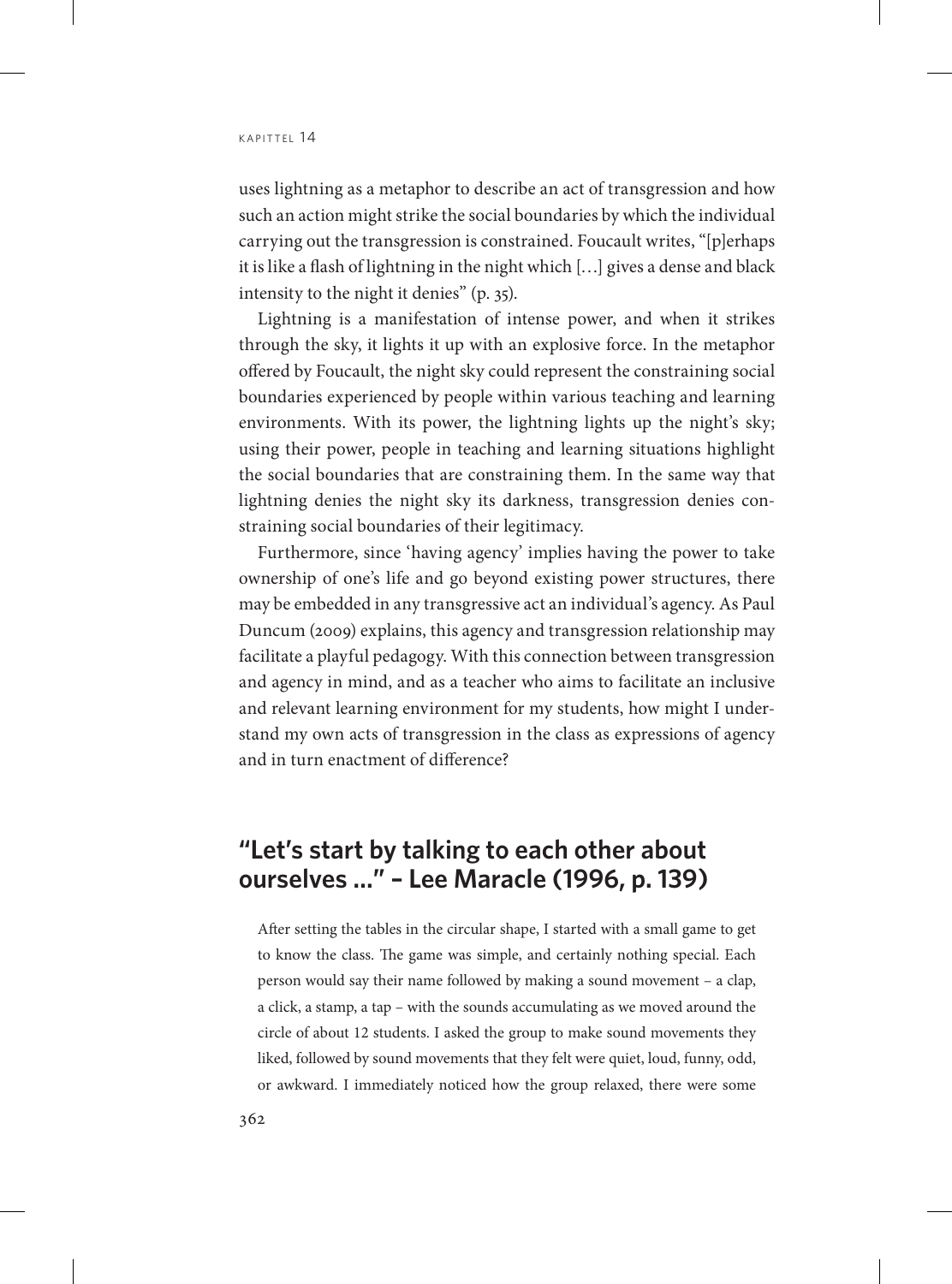uses lightning as a metaphor to describe an act of transgression and how such an action might strike the social boundaries by which the individual carrying out the transgression is constrained. Foucault writes, "[p]erhaps it is like a flash of lightning in the night which […] gives a dense and black intensity to the night it denies" (p. 35).

Lightning is a manifestation of intense power, and when it strikes through the sky, it lights it up with an explosive force. In the metaphor offered by Foucault, the night sky could represent the constraining social boundaries experienced by people within various teaching and learning environments. With its power, the lightning lights up the night's sky; using their power, people in teaching and learning situations highlight the social boundaries that are constraining them. In the same way that lightning denies the night sky its darkness, transgression denies constraining social boundaries of their legitimacy.

Furthermore, since 'having agency' implies having the power to take ownership of one's life and go beyond existing power structures, there may be embedded in any transgressive act an individual's agency. As Paul Duncum (2009) explains, this agency and transgression relationship may facilitate a playful pedagogy. With this connection between transgression and agency in mind, and as a teacher who aims to facilitate an inclusive and relevant learning environment for my students, how might I understand my own acts of transgression in the class as expressions of agency and in turn enactment of difference?

## "Let's start by talking to each other about ourselves …" – Lee Maracle (1996, p. 139)

> After setting the tables in the circular shape, I started with a small game to get to know the class. The game was simple, and certainly nothing special. Each person would say their name followed by making a sound movement – a clap, a click, a stamp, a tap – with the sounds accumulating as we moved around the circle of about 12 students. I asked the group to make sound movements they liked, followed by sound movements that they felt were quiet, loud, funny, odd, or awkward. I immediately noticed how the group relaxed, there were some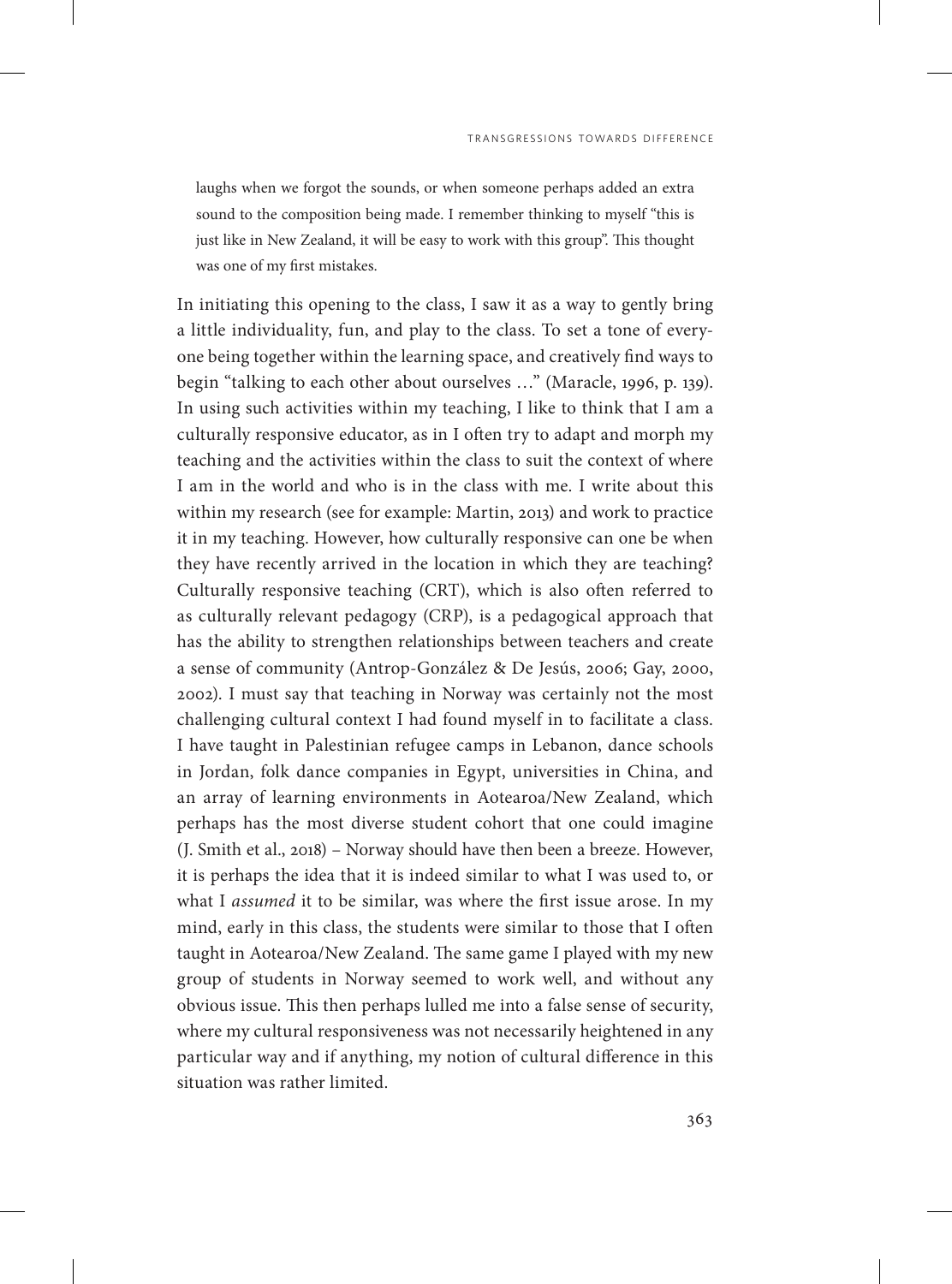> laughs when we forgot the sounds, or when someone perhaps added an extra sound to the composition being made. I remember thinking to myself "this is just like in New Zealand, it will be easy to work with this group". This thought was one of my first mistakes.

In initiating this opening to the class, I saw it as a way to gently bring a little individuality, fun, and play to the class. To set a tone of everyone being together within the learning space, and creatively find ways to begin "talking to each other about ourselves …" (Maracle, 1996, p. 139). In using such activities within my teaching, I like to think that I am a culturally responsive educator, as in I often try to adapt and morph my teaching and the activities within the class to suit the context of where I am in the world and who is in the class with me. I write about this within my research (see for example: Martin, 2013) and work to practice it in my teaching. However, how culturally responsive can one be when they have recently arrived in the location in which they are teaching? Culturally responsive teaching (CRT), which is also often referred to as culturally relevant pedagogy (CRP), is a pedagogical approach that has the ability to strengthen relationships between teachers and create a sense of community (Antrop-González & De Jesús, 2006; Gay, 2000, 2002). I must say that teaching in Norway was certainly not the most challenging cultural context I had found myself in to facilitate a class. I have taught in Palestinian refugee camps in Lebanon, dance schools in Jordan, folk dance companies in Egypt, universities in China, and an array of learning environments in Aotearoa/New Zealand, which perhaps has the most diverse student cohort that one could imagine (J. Smith et al., 2018) – Norway should have then been a breeze. However, it is perhaps the idea that it is indeed similar to what I was used to, or what I *assumed* it to be similar, was where the first issue arose. In my mind, early in this class, the students were similar to those that I often taught in Aotearoa/New Zealand. The same game I played with my new group of students in Norway seemed to work well, and without any obvious issue. This then perhaps lulled me into a false sense of security, where my cultural responsiveness was not necessarily heightened in any particular way and if anything, my notion of cultural difference in this situation was rather limited.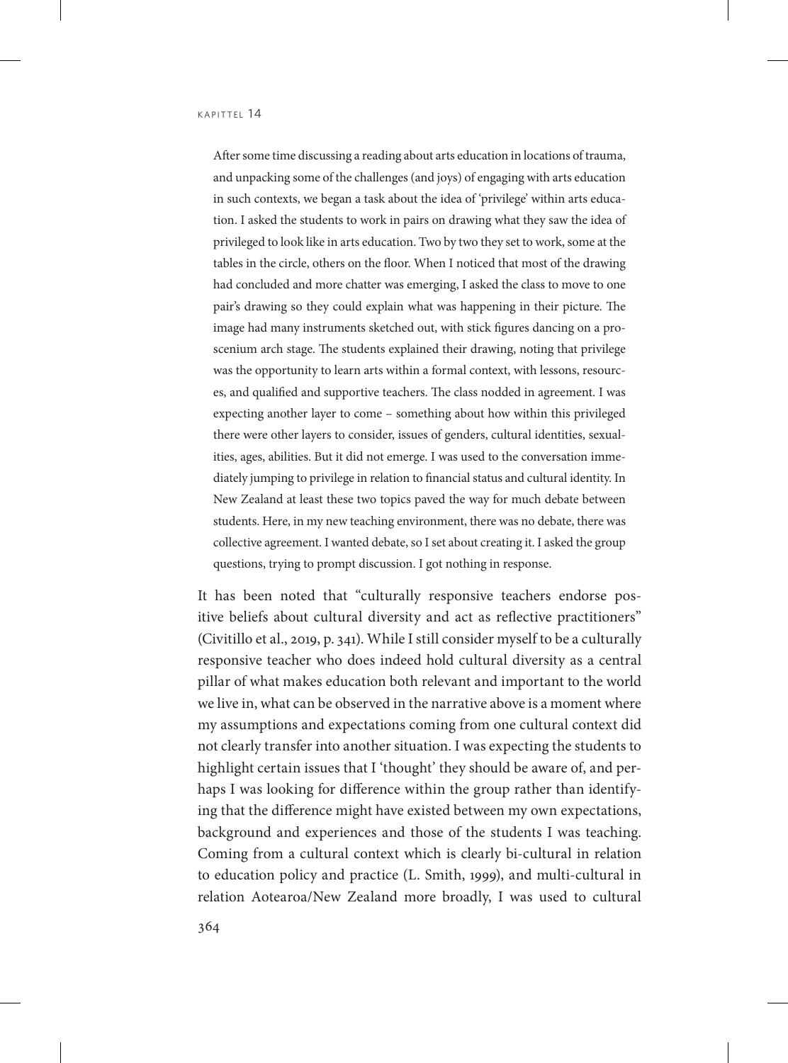> After some time discussing a reading about arts education in locations of trauma, and unpacking some of the challenges (and joys) of engaging with arts education in such contexts, we began a task about the idea of 'privilege' within arts education. I asked the students to work in pairs on drawing what they saw the idea of privileged to look like in arts education. Two by two they set to work, some at the tables in the circle, others on the floor. When I noticed that most of the drawing had concluded and more chatter was emerging, I asked the class to move to one pair's drawing so they could explain what was happening in their picture. The image had many instruments sketched out, with stick figures dancing on a proscenium arch stage. The students explained their drawing, noting that privilege was the opportunity to learn arts within a formal context, with lessons, resources, and qualified and supportive teachers. The class nodded in agreement. I was expecting another layer to come – something about how within this privileged there were other layers to consider, issues of genders, cultural identities, sexualities, ages, abilities. But it did not emerge. I was used to the conversation immediately jumping to privilege in relation to financial status and cultural identity. In New Zealand at least these two topics paved the way for much debate between students. Here, in my new teaching environment, there was no debate, there was collective agreement. I wanted debate, so I set about creating it. I asked the group questions, trying to prompt discussion. I got nothing in response.

It has been noted that "culturally responsive teachers endorse positive beliefs about cultural diversity and act as reflective practitioners" (Civitillo et al., 2019, p. 341). While I still consider myself to be a culturally responsive teacher who does indeed hold cultural diversity as a central pillar of what makes education both relevant and important to the world we live in, what can be observed in the narrative above is a moment where my assumptions and expectations coming from one cultural context did not clearly transfer into another situation. I was expecting the students to highlight certain issues that I 'thought' they should be aware of, and perhaps I was looking for difference within the group rather than identifying that the difference might have existed between my own expectations, background and experiences and those of the students I was teaching. Coming from a cultural context which is clearly bi-cultural in relation to education policy and practice (L. Smith, 1999), and multi-cultural in relation Aotearoa/New Zealand more broadly, I was used to cultural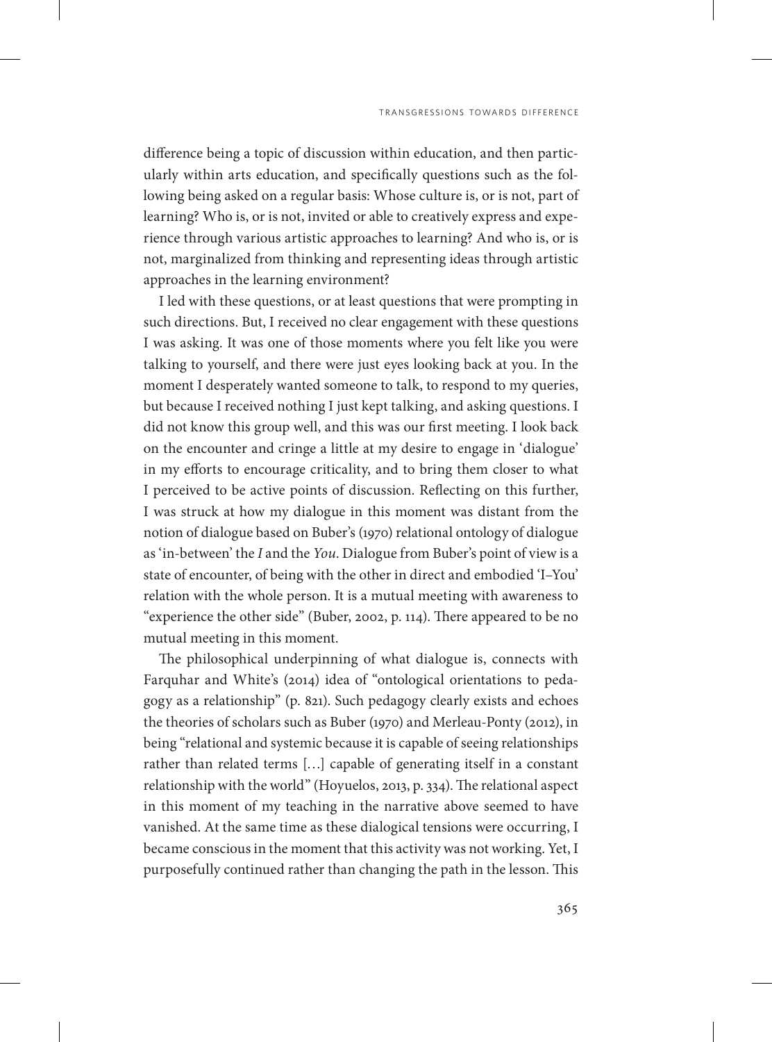difference being a topic of discussion within education, and then particularly within arts education, and specifically questions such as the following being asked on a regular basis: Whose culture is, or is not, part of learning? Who is, or is not, invited or able to creatively express and experience through various artistic approaches to learning? And who is, or is not, marginalized from thinking and representing ideas through artistic approaches in the learning environment?

I led with these questions, or at least questions that were prompting in such directions. But, I received no clear engagement with these questions I was asking. It was one of those moments where you felt like you were talking to yourself, and there were just eyes looking back at you. In the moment I desperately wanted someone to talk, to respond to my queries, but because I received nothing I just kept talking, and asking questions. I did not know this group well, and this was our first meeting. I look back on the encounter and cringe a little at my desire to engage in 'dialogue' in my efforts to encourage criticality, and to bring them closer to what I perceived to be active points of discussion. Reflecting on this further, I was struck at how my dialogue in this moment was distant from the notion of dialogue based on Buber's (1970) relational ontology of dialogue as 'in-between' the *I* and the *You*. Dialogue from Buber's point of view is a state of encounter, of being with the other in direct and embodied 'I–You' relation with the whole person. It is a mutual meeting with awareness to "experience the other side" (Buber, 2002, p. 114). There appeared to be no mutual meeting in this moment.

The philosophical underpinning of what dialogue is, connects with Farquhar and White's (2014) idea of "ontological orientations to pedagogy as a relationship" (p. 821). Such pedagogy clearly exists and echoes the theories of scholars such as Buber (1970) and Merleau-Ponty (2012), in being "relational and systemic because it is capable of seeing relationships rather than related terms […] capable of generating itself in a constant relationship with the world" (Hoyuelos, 2013, p. 334). The relational aspect in this moment of my teaching in the narrative above seemed to have vanished. At the same time as these dialogical tensions were occurring, I became conscious in the moment that this activity was not working. Yet, I purposefully continued rather than changing the path in the lesson. This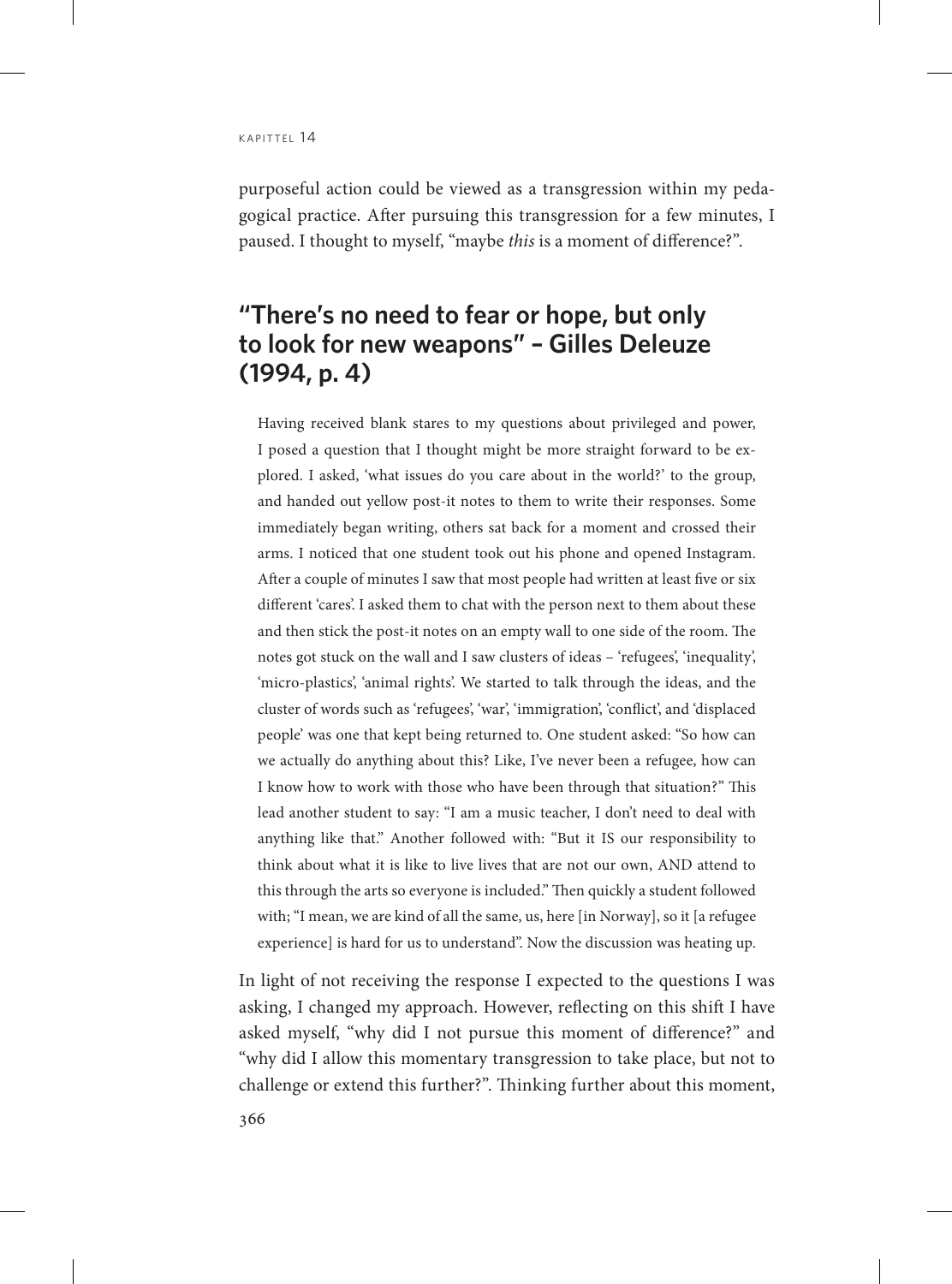purposeful action could be viewed as a transgression within my pedagogical practice. After pursuing this transgression for a few minutes, I paused. I thought to myself, "maybe *this* is a moment of difference?".

## "There's no need to fear or hope, but only to look for new weapons" – Gilles Deleuze (1994, p. 4)

> Having received blank stares to my questions about privileged and power, I posed a question that I thought might be more straight forward to be explored. I asked, 'what issues do you care about in the world?' to the group, and handed out yellow post-it notes to them to write their responses. Some immediately began writing, others sat back for a moment and crossed their arms. I noticed that one student took out his phone and opened Instagram. After a couple of minutes I saw that most people had written at least five or six different 'cares'. I asked them to chat with the person next to them about these and then stick the post-it notes on an empty wall to one side of the room. The notes got stuck on the wall and I saw clusters of ideas – 'refugees', 'inequality', 'micro-plastics', 'animal rights'. We started to talk through the ideas, and the cluster of words such as 'refugees', 'war', 'immigration', 'conflict', and 'displaced people' was one that kept being returned to. One student asked: "So how can we actually do anything about this? Like, I've never been a refugee, how can I know how to work with those who have been through that situation?" This lead another student to say: "I am a music teacher, I don't need to deal with anything like that." Another followed with: "But it IS our responsibility to think about what it is like to live lives that are not our own, AND attend to this through the arts so everyone is included." Then quickly a student followed with; "I mean, we are kind of all the same, us, here [in Norway], so it [a refugee experience] is hard for us to understand". Now the discussion was heating up.

In light of not receiving the response I expected to the questions I was asking, I changed my approach. However, reflecting on this shift I have asked myself, "why did I not pursue this moment of difference?" and "why did I allow this momentary transgression to take place, but not to challenge or extend this further?". Thinking further about this moment,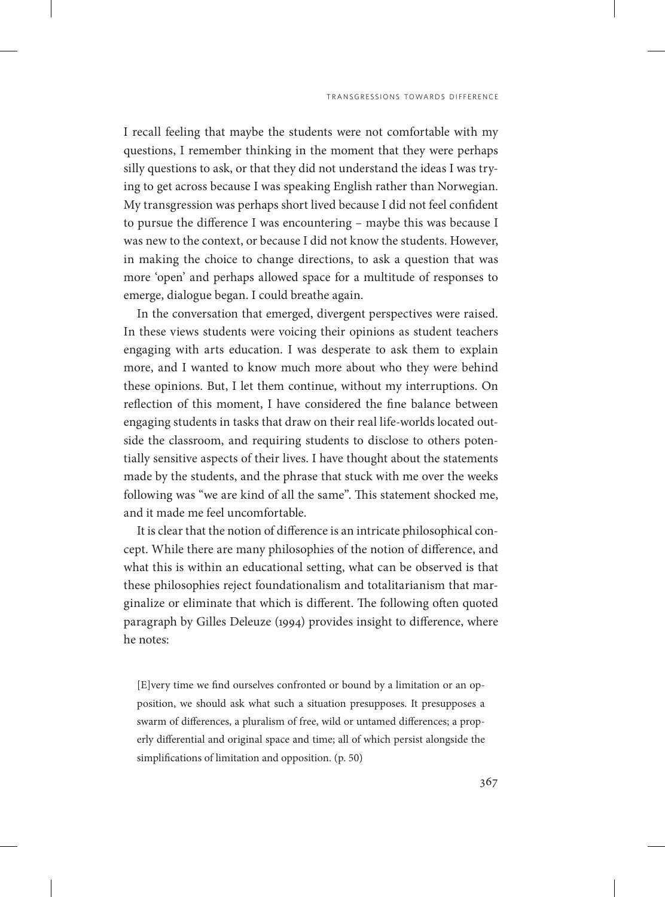I recall feeling that maybe the students were not comfortable with my questions, I remember thinking in the moment that they were perhaps silly questions to ask, or that they did not understand the ideas I was trying to get across because I was speaking English rather than Norwegian. My transgression was perhaps short lived because I did not feel confident to pursue the difference I was encountering – maybe this was because I was new to the context, or because I did not know the students. However, in making the choice to change directions, to ask a question that was more 'open' and perhaps allowed space for a multitude of responses to emerge, dialogue began. I could breathe again.

In the conversation that emerged, divergent perspectives were raised. In these views students were voicing their opinions as student teachers engaging with arts education. I was desperate to ask them to explain more, and I wanted to know much more about who they were behind these opinions. But, I let them continue, without my interruptions. On reflection of this moment, I have considered the fine balance between engaging students in tasks that draw on their real life-worlds located outside the classroom, and requiring students to disclose to others potentially sensitive aspects of their lives. I have thought about the statements made by the students, and the phrase that stuck with me over the weeks following was "we are kind of all the same". This statement shocked me, and it made me feel uncomfortable.

It is clear that the notion of difference is an intricate philosophical concept. While there are many philosophies of the notion of difference, and what this is within an educational setting, what can be observed is that these philosophies reject foundationalism and totalitarianism that marginalize or eliminate that which is different. The following often quoted paragraph by Gilles Deleuze (1994) provides insight to difference, where he notes:

> [E]very time we find ourselves confronted or bound by a limitation or an opposition, we should ask what such a situation presupposes. It presupposes a swarm of differences, a pluralism of free, wild or untamed differences; a properly differential and original space and time; all of which persist alongside the simplifications of limitation and opposition. (p. 50)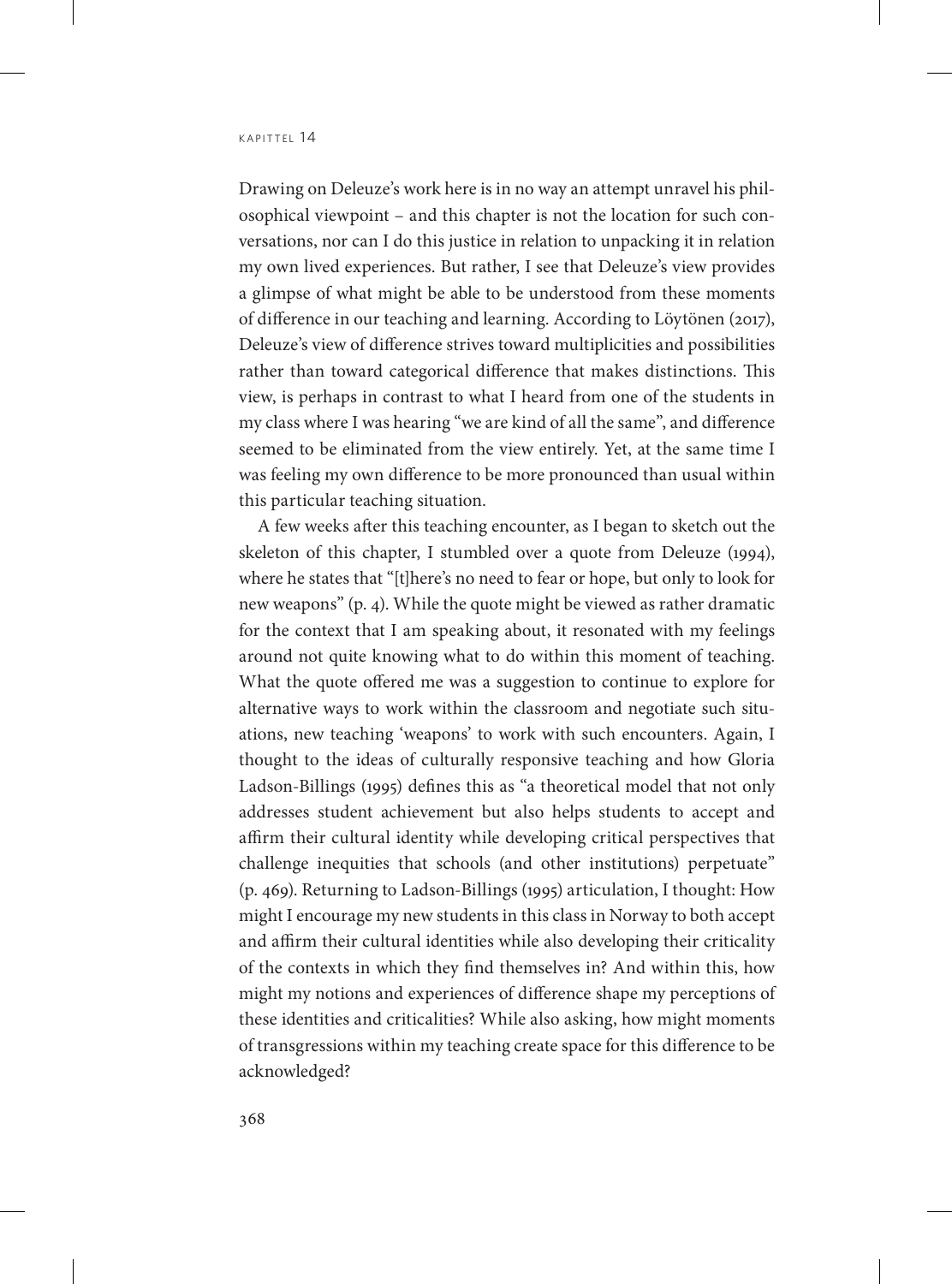Drawing on Deleuze's work here is in no way an attempt unravel his philosophical viewpoint – and this chapter is not the location for such conversations, nor can I do this justice in relation to unpacking it in relation my own lived experiences. But rather, I see that Deleuze's view provides a glimpse of what might be able to be understood from these moments of difference in our teaching and learning. According to Löytönen (2017), Deleuze's view of difference strives toward multiplicities and possibilities rather than toward categorical difference that makes distinctions. This view, is perhaps in contrast to what I heard from one of the students in my class where I was hearing "we are kind of all the same", and difference seemed to be eliminated from the view entirely. Yet, at the same time I was feeling my own difference to be more pronounced than usual within this particular teaching situation.

A few weeks after this teaching encounter, as I began to sketch out the skeleton of this chapter, I stumbled over a quote from Deleuze (1994), where he states that "[t]here's no need to fear or hope, but only to look for new weapons" (p. 4). While the quote might be viewed as rather dramatic for the context that I am speaking about, it resonated with my feelings around not quite knowing what to do within this moment of teaching. What the quote offered me was a suggestion to continue to explore for alternative ways to work within the classroom and negotiate such situations, new teaching 'weapons' to work with such encounters. Again, I thought to the ideas of culturally responsive teaching and how Gloria Ladson-Billings (1995) defines this as "a theoretical model that not only addresses student achievement but also helps students to accept and affirm their cultural identity while developing critical perspectives that challenge inequities that schools (and other institutions) perpetuate" (p. 469). Returning to Ladson-Billings (1995) articulation, I thought: How might I encourage my new students in this class in Norway to both accept and affirm their cultural identities while also developing their criticality of the contexts in which they find themselves in? And within this, how might my notions and experiences of difference shape my perceptions of these identities and criticalities? While also asking, how might moments of transgressions within my teaching create space for this difference to be acknowledged?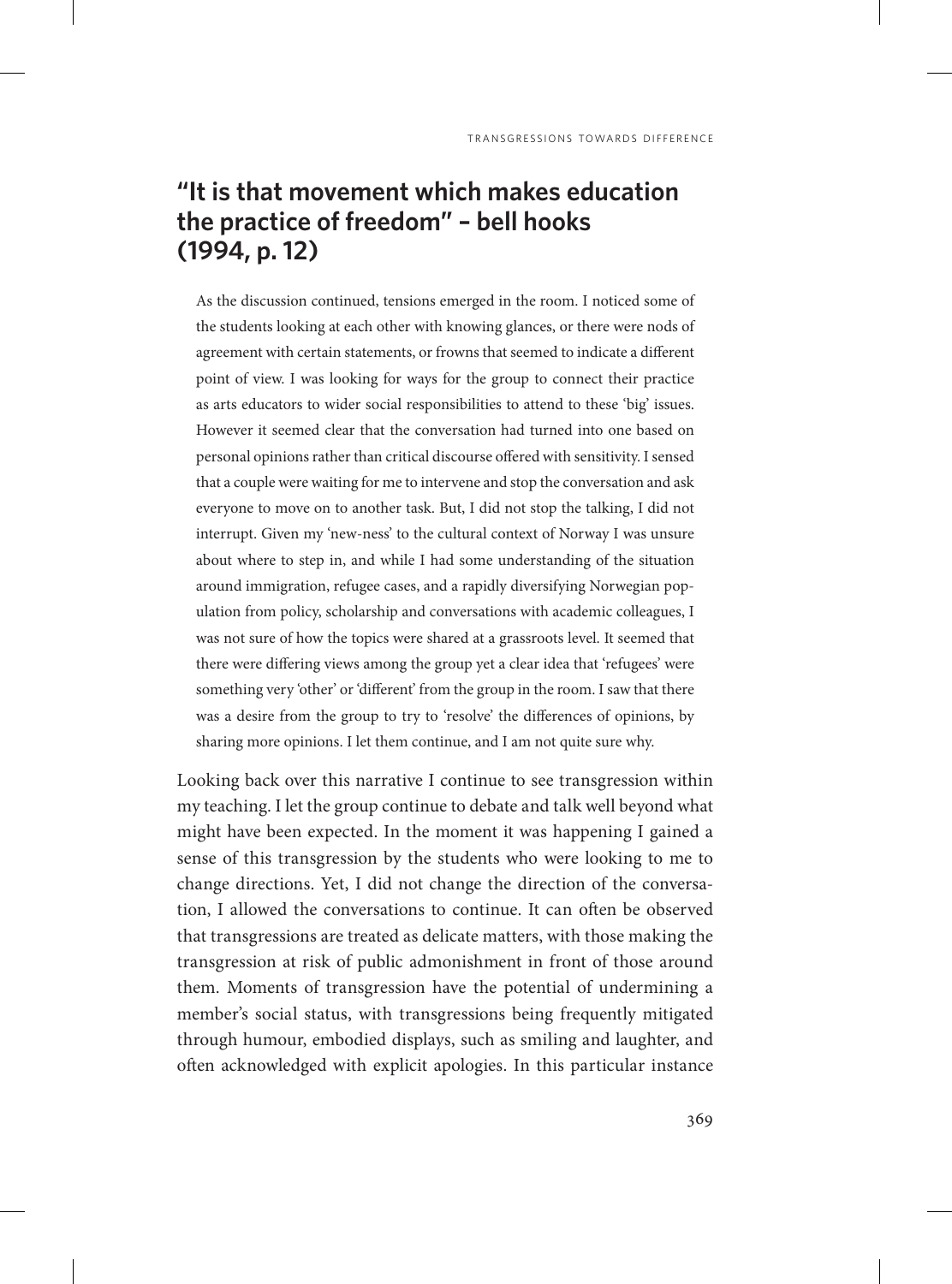## "It is that movement which makes education the practice of freedom" – bell hooks (1994, p. 12)

> As the discussion continued, tensions emerged in the room. I noticed some of the students looking at each other with knowing glances, or there were nods of agreement with certain statements, or frowns that seemed to indicate a different point of view. I was looking for ways for the group to connect their practice as arts educators to wider social responsibilities to attend to these 'big' issues. However it seemed clear that the conversation had turned into one based on personal opinions rather than critical discourse offered with sensitivity. I sensed that a couple were waiting for me to intervene and stop the conversation and ask everyone to move on to another task. But, I did not stop the talking, I did not interrupt. Given my 'new-ness' to the cultural context of Norway I was unsure about where to step in, and while I had some understanding of the situation around immigration, refugee cases, and a rapidly diversifying Norwegian population from policy, scholarship and conversations with academic colleagues, I was not sure of how the topics were shared at a grassroots level. It seemed that there were differing views among the group yet a clear idea that 'refugees' were something very 'other' or 'different' from the group in the room. I saw that there was a desire from the group to try to 'resolve' the differences of opinions, by sharing more opinions. I let them continue, and I am not quite sure why.

Looking back over this narrative I continue to see transgression within my teaching. I let the group continue to debate and talk well beyond what might have been expected. In the moment it was happening I gained a sense of this transgression by the students who were looking to me to change directions. Yet, I did not change the direction of the conversation, I allowed the conversations to continue. It can often be observed that transgressions are treated as delicate matters, with those making the transgression at risk of public admonishment in front of those around them. Moments of transgression have the potential of undermining a member's social status, with transgressions being frequently mitigated through humour, embodied displays, such as smiling and laughter, and often acknowledged with explicit apologies. In this particular instance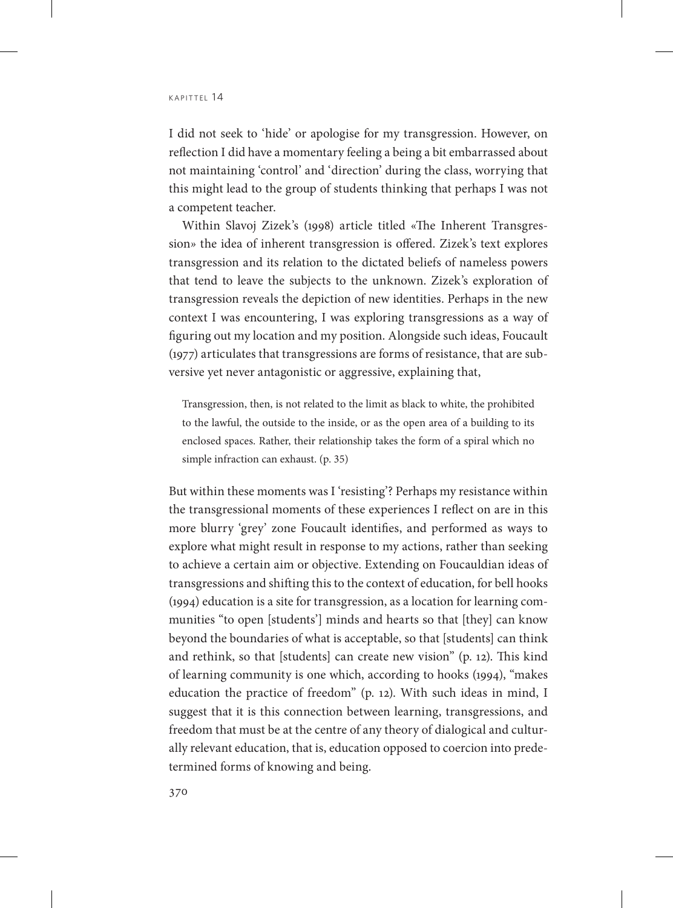I did not seek to 'hide' or apologise for my transgression. However, on reflection I did have a momentary feeling a being a bit embarrassed about not maintaining 'control' and 'direction' during the class, worrying that this might lead to the group of students thinking that perhaps I was not a competent teacher.

Within Slavoj Zizek's (1998) article titled «The Inherent Transgression» the idea of inherent transgression is offered. Zizek's text explores transgression and its relation to the dictated beliefs of nameless powers that tend to leave the subjects to the unknown. Zizek's exploration of transgression reveals the depiction of new identities. Perhaps in the new context I was encountering, I was exploring transgressions as a way of figuring out my location and my position. Alongside such ideas, Foucault (1977) articulates that transgressions are forms of resistance, that are subversive yet never antagonistic or aggressive, explaining that,

> Transgression, then, is not related to the limit as black to white, the prohibited to the lawful, the outside to the inside, or as the open area of a building to its enclosed spaces. Rather, their relationship takes the form of a spiral which no simple infraction can exhaust. (p. 35)

But within these moments was I 'resisting'? Perhaps my resistance within the transgressional moments of these experiences I reflect on are in this more blurry 'grey' zone Foucault identifies, and performed as ways to explore what might result in response to my actions, rather than seeking to achieve a certain aim or objective. Extending on Foucauldian ideas of transgressions and shifting this to the context of education, for bell hooks (1994) education is a site for transgression, as a location for learning communities "to open [students'] minds and hearts so that [they] can know beyond the boundaries of what is acceptable, so that [students] can think and rethink, so that [students] can create new vision" (p. 12). This kind of learning community is one which, according to hooks (1994), "makes education the practice of freedom" (p. 12). With such ideas in mind, I suggest that it is this connection between learning, transgressions, and freedom that must be at the centre of any theory of dialogical and culturally relevant education, that is, education opposed to coercion into predetermined forms of knowing and being.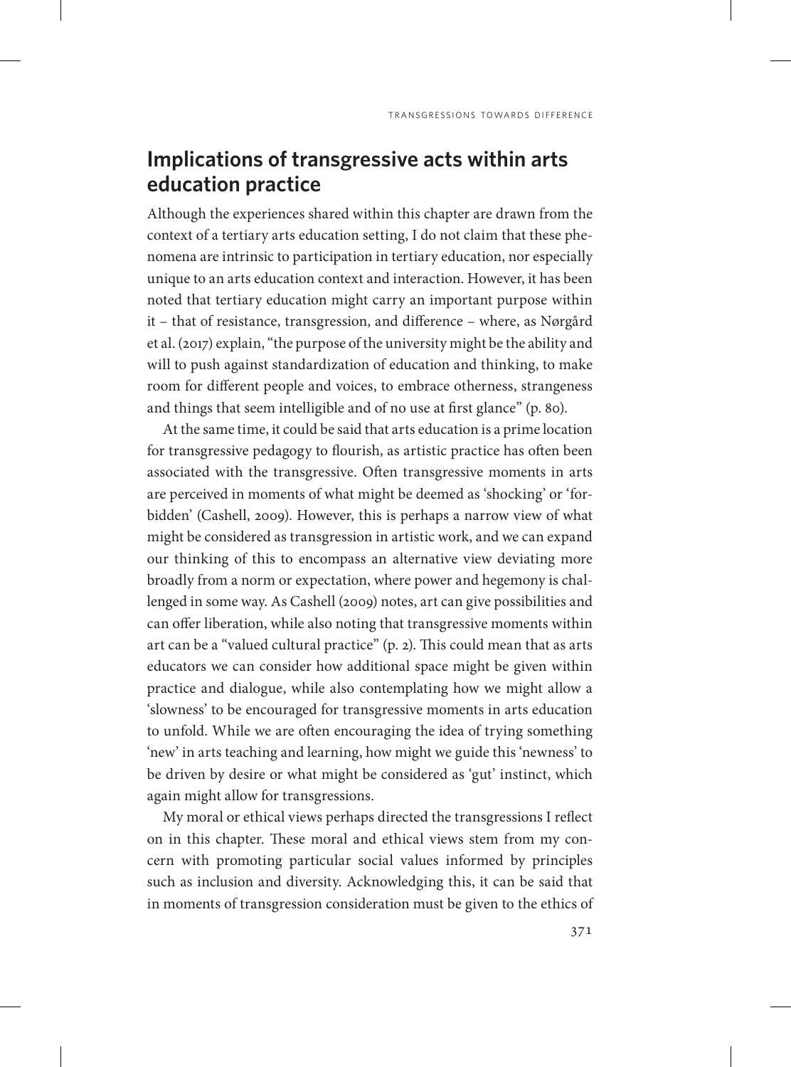## Implications of transgressive acts within arts education practice

Although the experiences shared within this chapter are drawn from the context of a tertiary arts education setting, I do not claim that these phenomena are intrinsic to participation in tertiary education, nor especially unique to an arts education context and interaction. However, it has been noted that tertiary education might carry an important purpose within it – that of resistance, transgression, and difference – where, as Nørgård et al. (2017) explain, "the purpose of the university might be the ability and will to push against standardization of education and thinking, to make room for different people and voices, to embrace otherness, strangeness and things that seem intelligible and of no use at first glance" (p. 80).

At the same time, it could be said that arts education is a prime location for transgressive pedagogy to flourish, as artistic practice has often been associated with the transgressive. Often transgressive moments in arts are perceived in moments of what might be deemed as 'shocking' or 'forbidden' (Cashell, 2009). However, this is perhaps a narrow view of what might be considered as transgression in artistic work, and we can expand our thinking of this to encompass an alternative view deviating more broadly from a norm or expectation, where power and hegemony is challenged in some way. As Cashell (2009) notes, art can give possibilities and can offer liberation, while also noting that transgressive moments within art can be a "valued cultural practice" (p. 2). This could mean that as arts educators we can consider how additional space might be given within practice and dialogue, while also contemplating how we might allow a 'slowness' to be encouraged for transgressive moments in arts education to unfold. While we are often encouraging the idea of trying something 'new' in arts teaching and learning, how might we guide this 'newness' to be driven by desire or what might be considered as 'gut' instinct, which again might allow for transgressions.

My moral or ethical views perhaps directed the transgressions I reflect on in this chapter. These moral and ethical views stem from my concern with promoting particular social values informed by principles such as inclusion and diversity. Acknowledging this, it can be said that in moments of transgression consideration must be given to the ethics of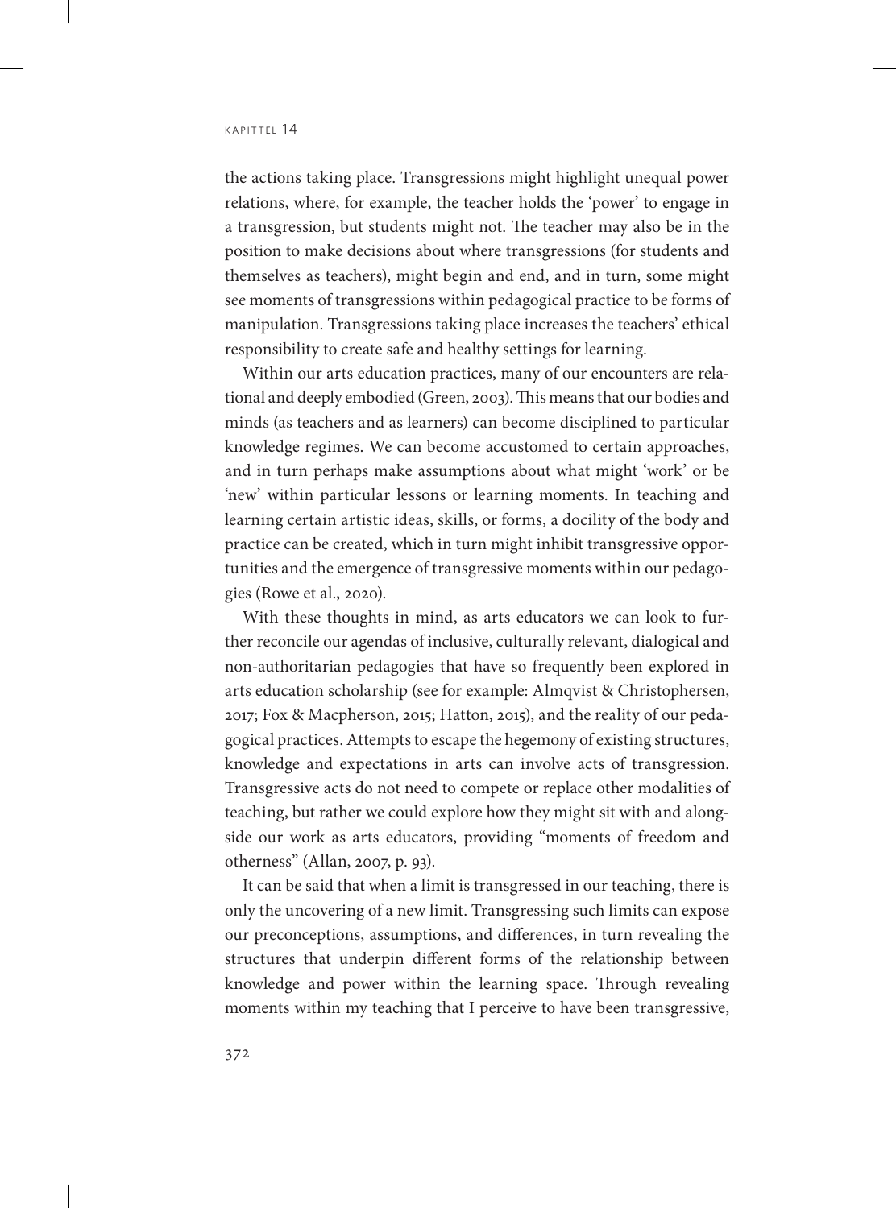the actions taking place. Transgressions might highlight unequal power relations, where, for example, the teacher holds the 'power' to engage in a transgression, but students might not. The teacher may also be in the position to make decisions about where transgressions (for students and themselves as teachers), might begin and end, and in turn, some might see moments of transgressions within pedagogical practice to be forms of manipulation. Transgressions taking place increases the teachers' ethical responsibility to create safe and healthy settings for learning.

Within our arts education practices, many of our encounters are relational and deeply embodied (Green, 2003). This means that our bodies and minds (as teachers and as learners) can become disciplined to particular knowledge regimes. We can become accustomed to certain approaches, and in turn perhaps make assumptions about what might 'work' or be 'new' within particular lessons or learning moments. In teaching and learning certain artistic ideas, skills, or forms, a docility of the body and practice can be created, which in turn might inhibit transgressive opportunities and the emergence of transgressive moments within our pedagogies (Rowe et al., 2020).

With these thoughts in mind, as arts educators we can look to further reconcile our agendas of inclusive, culturally relevant, dialogical and non-authoritarian pedagogies that have so frequently been explored in arts education scholarship (see for example: Almqvist & Christophersen, 2017; Fox & Macpherson, 2015; Hatton, 2015), and the reality of our pedagogical practices. Attempts to escape the hegemony of existing structures, knowledge and expectations in arts can involve acts of transgression. Transgressive acts do not need to compete or replace other modalities of teaching, but rather we could explore how they might sit with and alongside our work as arts educators, providing "moments of freedom and otherness" (Allan, 2007, p. 93).

It can be said that when a limit is transgressed in our teaching, there is only the uncovering of a new limit. Transgressing such limits can expose our preconceptions, assumptions, and differences, in turn revealing the structures that underpin different forms of the relationship between knowledge and power within the learning space. Through revealing moments within my teaching that I perceive to have been transgressive,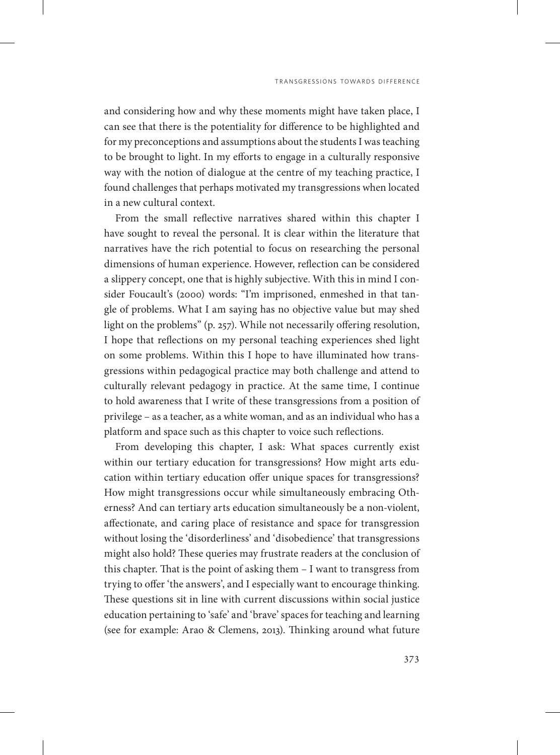and considering how and why these moments might have taken place, I can see that there is the potentiality for difference to be highlighted and for my preconceptions and assumptions about the students I was teaching to be brought to light. In my efforts to engage in a culturally responsive way with the notion of dialogue at the centre of my teaching practice, I found challenges that perhaps motivated my transgressions when located in a new cultural context.

From the small reflective narratives shared within this chapter I have sought to reveal the personal. It is clear within the literature that narratives have the rich potential to focus on researching the personal dimensions of human experience. However, reflection can be considered a slippery concept, one that is highly subjective. With this in mind I consider Foucault's (2000) words: "I'm imprisoned, enmeshed in that tangle of problems. What I am saying has no objective value but may shed light on the problems" (p. 257). While not necessarily offering resolution, I hope that reflections on my personal teaching experiences shed light on some problems. Within this I hope to have illuminated how transgressions within pedagogical practice may both challenge and attend to culturally relevant pedagogy in practice. At the same time, I continue to hold awareness that I write of these transgressions from a position of privilege – as a teacher, as a white woman, and as an individual who has a platform and space such as this chapter to voice such reflections.

From developing this chapter, I ask: What spaces currently exist within our tertiary education for transgressions? How might arts education within tertiary education offer unique spaces for transgressions? How might transgressions occur while simultaneously embracing Otherness? And can tertiary arts education simultaneously be a non-violent, affectionate, and caring place of resistance and space for transgression without losing the 'disorderliness' and 'disobedience' that transgressions might also hold? These queries may frustrate readers at the conclusion of this chapter. That is the point of asking them – I want to transgress from trying to offer 'the answers', and I especially want to encourage thinking. These questions sit in line with current discussions within social justice education pertaining to 'safe' and 'brave' spaces for teaching and learning (see for example: Arao & Clemens, 2013). Thinking around what future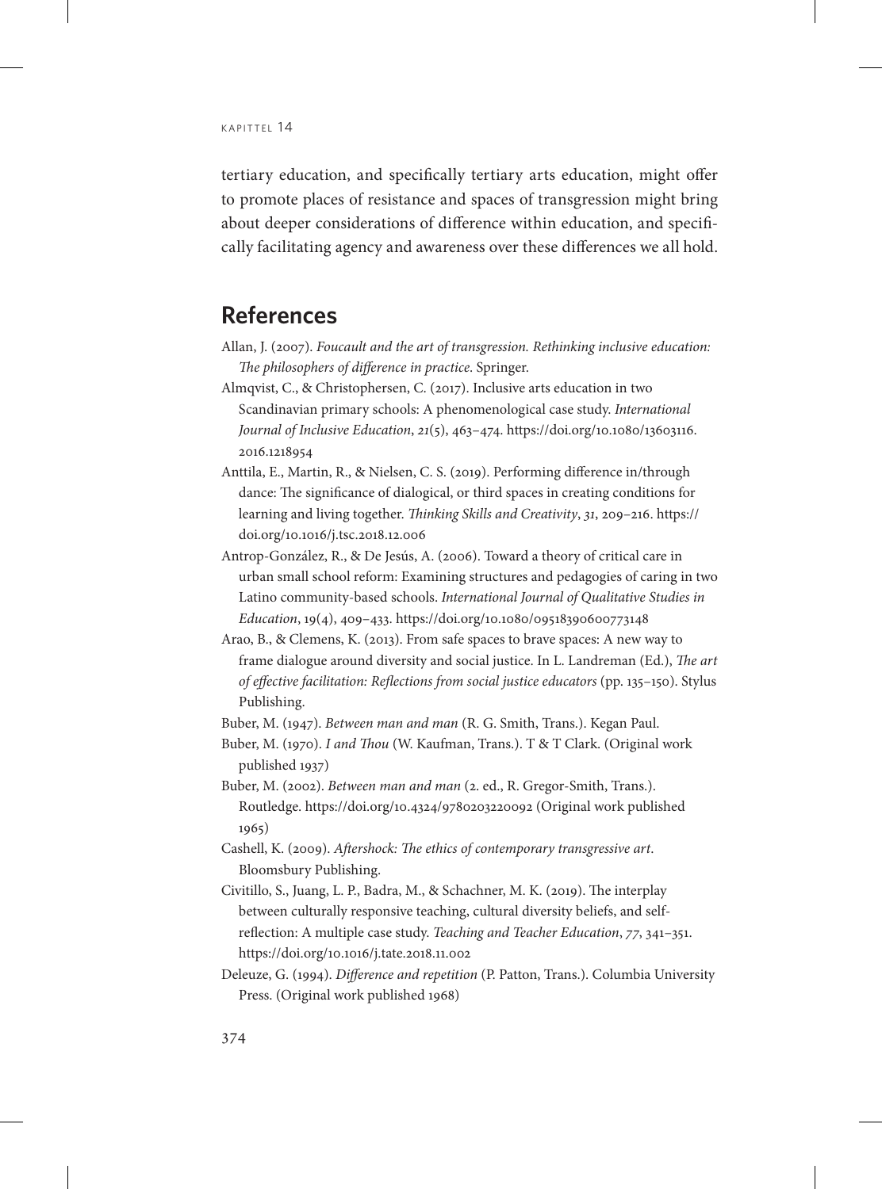tertiary education, and specifically tertiary arts education, might offer to promote places of resistance and spaces of transgression might bring about deeper considerations of difference within education, and specifically facilitating agency and awareness over these differences we all hold.

## References

Allan, J. (2007). *Foucault and the art of transgression. Rethinking inclusive education: The philosophers of difference in practice*. Springer.

Almqvist, C., & Christophersen, C. (2017). Inclusive arts education in two Scandinavian primary schools: A phenomenological case study. *International Journal of Inclusive Education*, *21*(5), 463–474. https://doi.org/10.1080/13603116.2016.1218954

Anttila, E., Martin, R., & Nielsen, C. S. (2019). Performing difference in/through dance: The significance of dialogical, or third spaces in creating conditions for learning and living together. *Thinking Skills and Creativity*, *31*, 209–216. https://doi.org/10.1016/j.tsc.2018.12.006

Antrop-González, R., & De Jesús, A. (2006). Toward a theory of critical care in urban small school reform: Examining structures and pedagogies of caring in two Latino community-based schools. *International Journal of Qualitative Studies in Education*, 19(4), 409–433. https://doi.org/10.1080/09518390600773148

Arao, B., & Clemens, K. (2013). From safe spaces to brave spaces: A new way to frame dialogue around diversity and social justice. In L. Landreman (Ed.), *The art of effective facilitation: Reflections from social justice educators* (pp. 135–150). Stylus Publishing.

Buber, M. (1947). *Between man and man* (R. G. Smith, Trans.). Kegan Paul.

Buber, M. (1970). *I and Thou* (W. Kaufman, Trans.). T & T Clark. (Original work published 1937)

Buber, M. (2002). *Between man and man* (2. ed., R. Gregor-Smith, Trans.). Routledge. https://doi.org/10.4324/9780203220092 (Original work published 1965)

Cashell, K. (2009). *Aftershock: The ethics of contemporary transgressive art*. Bloomsbury Publishing.

Civitillo, S., Juang, L. P., Badra, M., & Schachner, M. K. (2019). The interplay between culturally responsive teaching, cultural diversity beliefs, and self-reflection: A multiple case study. *Teaching and Teacher Education*, *77*, 341–351. https://doi.org/10.1016/j.tate.2018.11.002

Deleuze, G. (1994). *Difference and repetition* (P. Patton, Trans.). Columbia University Press. (Original work published 1968)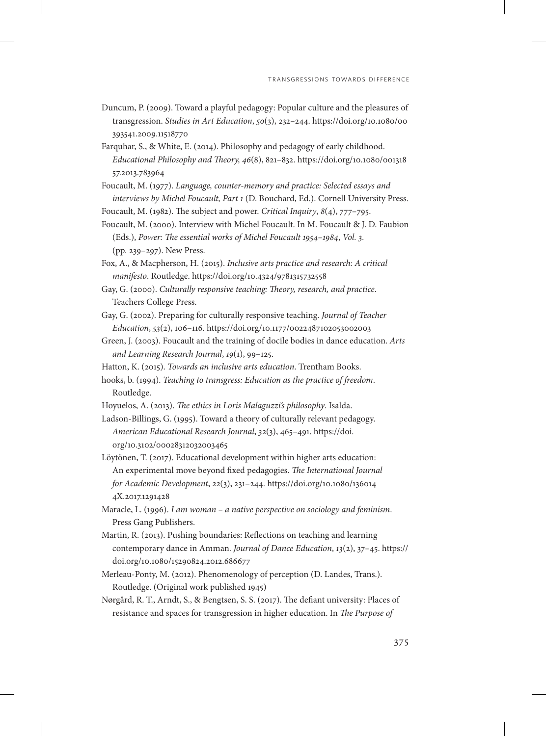Duncum, P. (2009). Toward a playful pedagogy: Popular culture and the pleasures of transgression. *Studies in Art Education*, *50*(3), 232–244. https://doi.org/10.1080/00393541.2009.11518770

Farquhar, S., & White, E. (2014). Philosophy and pedagogy of early childhood. *Educational Philosophy and Theory, 46*(8), 821–832. https://doi.org/10.1080/00131857.2013.783964

Foucault, M. (1977). *Language, counter-memory and practice: Selected essays and interviews by Michel Foucault, Part 1* (D. Bouchard, Ed.). Cornell University Press.

Foucault, M. (1982). The subject and power. *Critical Inquiry*, *8*(4), 777–795.

Foucault, M. (2000). Interview with Michel Foucault. In M. Foucault & J. D. Faubion (Eds.), *Power: The essential works of Michel Foucault 1954–1984*, *Vol. 3.* (pp. 239–297). New Press.

Fox, A., & Macpherson, H. (2015). *Inclusive arts practice and research: A critical manifesto*. Routledge. https://doi.org/10.4324/9781315732558

Gay, G. (2000). *Culturally responsive teaching: Theory, research, and practice*. Teachers College Press.

Gay, G. (2002). Preparing for culturally responsive teaching. *Journal of Teacher Education*, *53*(2), 106–116. https://doi.org/10.1177/0022487102053002003

Green, J. (2003). Foucault and the training of docile bodies in dance education. *Arts and Learning Research Journal*, *19*(1), 99–125.

Hatton, K. (2015). *Towards an inclusive arts education*. Trentham Books.

hooks, b. (1994). *Teaching to transgress: Education as the practice of freedom*. Routledge.

Hoyuelos, A. (2013). *The ethics in Loris Malaguzzi's philosophy*. Isalda.

Ladson-Billings, G. (1995). Toward a theory of culturally relevant pedagogy. *American Educational Research Journal*, *32*(3), 465–491. https://doi.org/10.3102/00028312032003465

Löytönen, T. (2017). Educational development within higher arts education: An experimental move beyond fixed pedagogies. *The International Journal for Academic Development*, *22*(3), 231–244. https://doi.org/10.1080/1360144X.2017.1291428

Maracle, L. (1996). *I am woman – a native perspective on sociology and feminism*. Press Gang Publishers.

Martin, R. (2013). Pushing boundaries: Reflections on teaching and learning contemporary dance in Amman. *Journal of Dance Education*, *13*(2), 37–45. https://doi.org/10.1080/15290824.2012.686677

Merleau-Ponty, M. (2012). Phenomenology of perception (D. Landes, Trans.). Routledge. (Original work published 1945)

Nørgård, R. T., Arndt, S., & Bengtsen, S. S. (2017). The defiant university: Places of resistance and spaces for transgression in higher education. In *The Purpose of*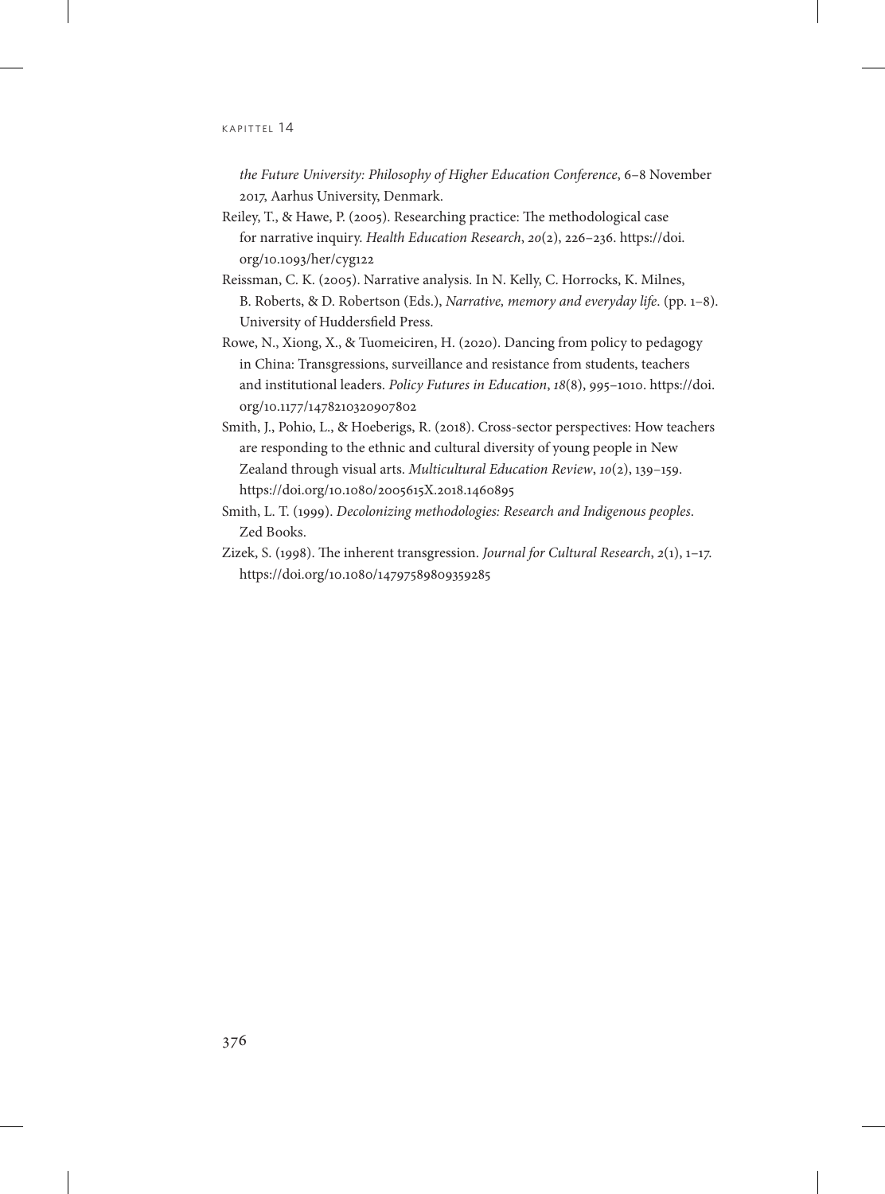*the Future University: Philosophy of Higher Education Conference*, 6–8 November 2017, Aarhus University, Denmark.

Reiley, T., & Hawe, P. (2005). Researching practice: The methodological case for narrative inquiry. *Health Education Research*, *20*(2), 226–236. https://doi.org/10.1093/her/cyg122

Reissman, C. K. (2005). Narrative analysis. In N. Kelly, C. Horrocks, K. Milnes, B. Roberts, & D. Robertson (Eds.), *Narrative, memory and everyday life*. (pp. 1–8). University of Huddersfield Press.

Rowe, N., Xiong, X., & Tuomeiciren, H. (2020). Dancing from policy to pedagogy in China: Transgressions, surveillance and resistance from students, teachers and institutional leaders. *Policy Futures in Education*, *18*(8), 995–1010. https://doi.org/10.1177/1478210320907802

Smith, J., Pohio, L., & Hoeberigs, R. (2018). Cross-sector perspectives: How teachers are responding to the ethnic and cultural diversity of young people in New Zealand through visual arts. *Multicultural Education Review*, *10*(2), 139–159. https://doi.org/10.1080/2005615X.2018.1460895

Smith, L. T. (1999). *Decolonizing methodologies: Research and Indigenous peoples*. Zed Books.

Zizek, S. (1998). The inherent transgression. *Journal for Cultural Research*, *2*(1), 1–17. https://doi.org/10.1080/14797589809359285